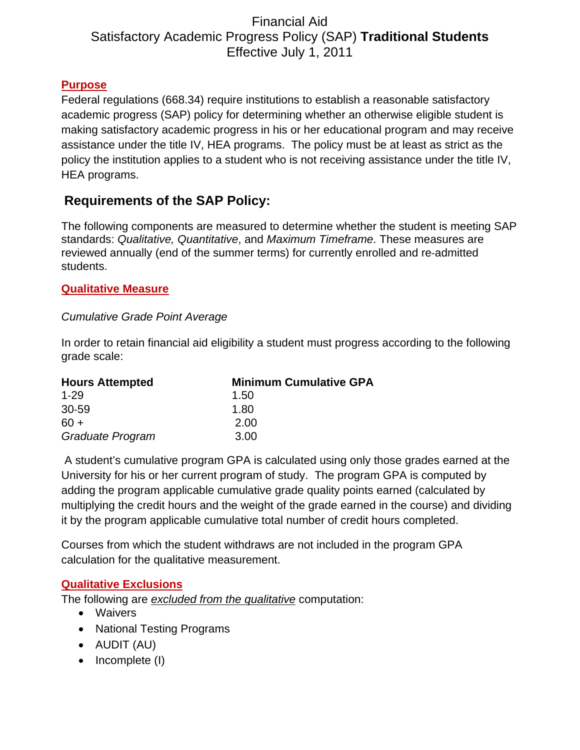# Financial Aid
# Satisfactory Academic Progress Policy (SAP) **Traditional Students**
# Effective July 1, 2011

## Purpose

Federal regulations (668.34) require institutions to establish a reasonable satisfactory academic progress (SAP) policy for determining whether an otherwise eligible student is making satisfactory academic progress in his or her educational program and may receive assistance under the title IV, HEA programs. The policy must be at least as strict as the policy the institution applies to a student who is not receiving assistance under the title IV, HEA programs.

## Requirements of the SAP Policy:

The following components are measured to determine whether the student is meeting SAP standards: *Qualitative, Quantitative*, and *Maximum Timeframe*. These measures are reviewed annually (end of the summer terms) for currently enrolled and re-admitted students.

### Qualitative Measure

*Cumulative Grade Point Average*

In order to retain financial aid eligibility a student must progress according to the following grade scale:

| Hours Attempted | Minimum Cumulative GPA |
|---|---|
| 1-29 | 1.50 |
| 30-59 | 1.80 |
| 60 + | 2.00 |
| *Graduate Program* | 3.00 |

A student's cumulative program GPA is calculated using only those grades earned at the University for his or her current program of study. The program GPA is computed by adding the program applicable cumulative grade quality points earned (calculated by multiplying the credit hours and the weight of the grade earned in the course) and dividing it by the program applicable cumulative total number of credit hours completed.

Courses from which the student withdraws are not included in the program GPA calculation for the qualitative measurement.

### Qualitative Exclusions

The following are *excluded from the qualitative* computation:

- Waivers
- National Testing Programs
- AUDIT (AU)
- Incomplete (I)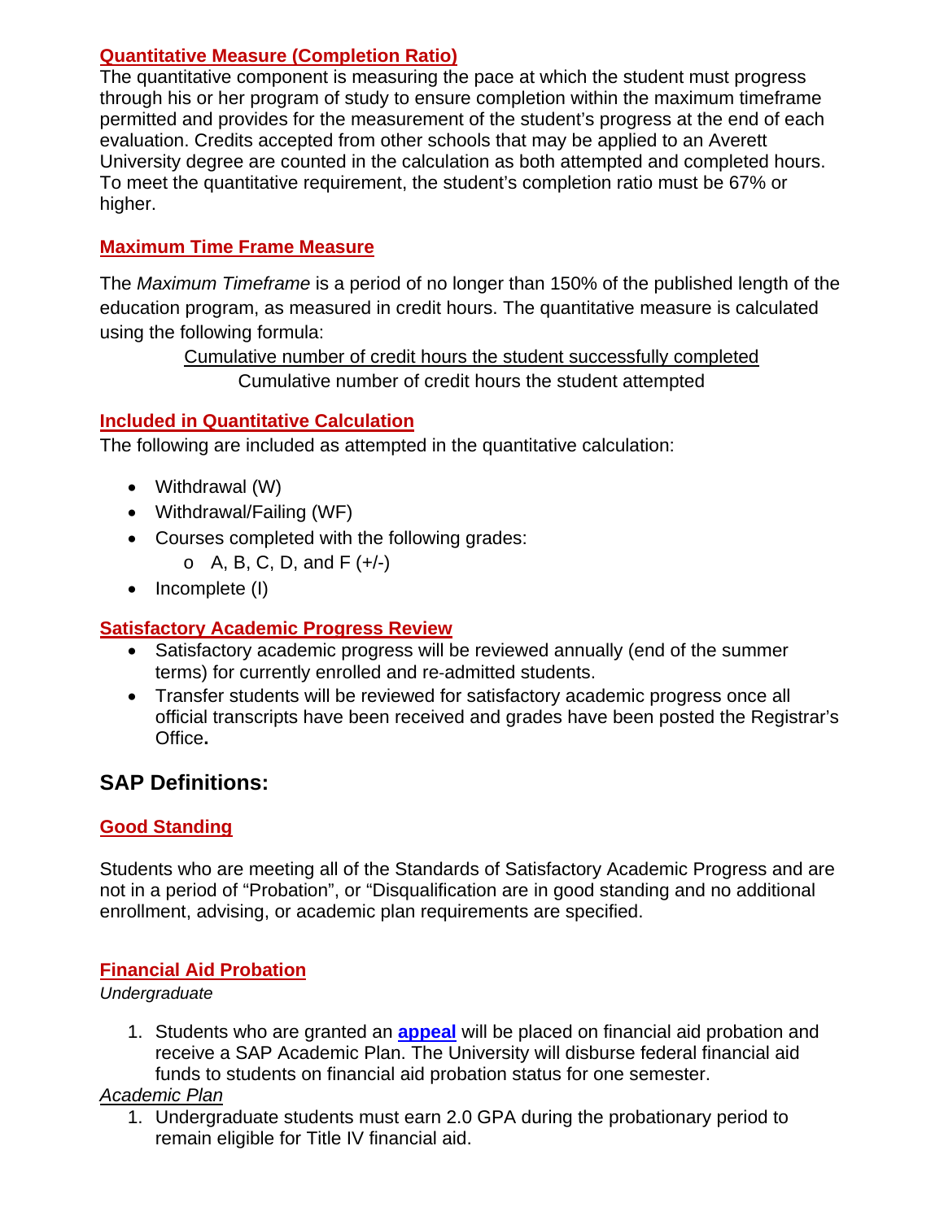### Quantitative Measure (Completion Ratio)

The quantitative component is measuring the pace at which the student must progress through his or her program of study to ensure completion within the maximum timeframe permitted and provides for the measurement of the student's progress at the end of each evaluation. Credits accepted from other schools that may be applied to an Averett University degree are counted in the calculation as both attempted and completed hours. To meet the quantitative requirement, the student's completion ratio must be 67% or higher.

### Maximum Time Frame Measure

The *Maximum Timeframe* is a period of no longer than 150% of the published length of the education program, as measured in credit hours. The quantitative measure is calculated using the following formula:

$$\frac{\text{Cumulative number of credit hours the student successfully completed}}{\text{Cumulative number of credit hours the student attempted}}$$

### Included in Quantitative Calculation

The following are included as attempted in the quantitative calculation:

- Withdrawal (W)
- Withdrawal/Failing (WF)
- Courses completed with the following grades:
  - A, B, C, D, and F (+/-)
- Incomplete (I)

### Satisfactory Academic Progress Review

- Satisfactory academic progress will be reviewed annually (end of the summer terms) for currently enrolled and re-admitted students.
- Transfer students will be reviewed for satisfactory academic progress once all official transcripts have been received and grades have been posted the Registrar's Office**.**

## SAP Definitions:

### Good Standing

Students who are meeting all of the Standards of Satisfactory Academic Progress and are not in a period of "Probation", or "Disqualification are in good standing and no additional enrollment, advising, or academic plan requirements are specified.

### Financial Aid Probation

*Undergraduate*

1. Students who are granted an **appeal** will be placed on financial aid probation and receive a SAP Academic Plan. The University will disburse federal financial aid funds to students on financial aid probation status for one semester.

*Academic Plan*

1. Undergraduate students must earn 2.0 GPA during the probationary period to remain eligible for Title IV financial aid.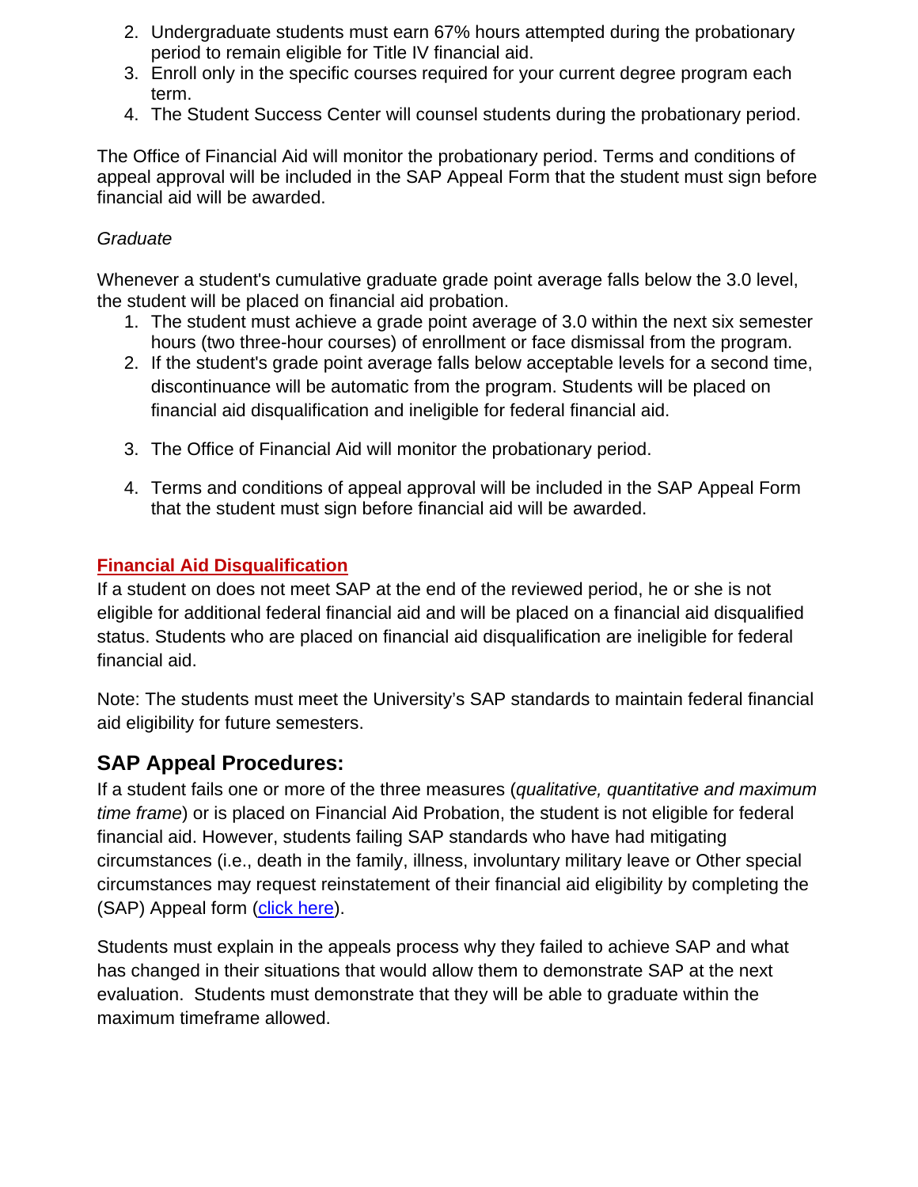2. Undergraduate students must earn 67% hours attempted during the probationary period to remain eligible for Title IV financial aid.
3. Enroll only in the specific courses required for your current degree program each term.
4. The Student Success Center will counsel students during the probationary period.

The Office of Financial Aid will monitor the probationary period. Terms and conditions of appeal approval will be included in the SAP Appeal Form that the student must sign before financial aid will be awarded.

*Graduate*

Whenever a student's cumulative graduate grade point average falls below the 3.0 level, the student will be placed on financial aid probation.

1. The student must achieve a grade point average of 3.0 within the next six semester hours (two three-hour courses) of enrollment or face dismissal from the program.
2. If the student's grade point average falls below acceptable levels for a second time, discontinuance will be automatic from the program. Students will be placed on financial aid disqualification and ineligible for federal financial aid.
3. The Office of Financial Aid will monitor the probationary period.
4. Terms and conditions of appeal approval will be included in the SAP Appeal Form that the student must sign before financial aid will be awarded.

**Financial Aid Disqualification**

If a student on does not meet SAP at the end of the reviewed period, he or she is not eligible for additional federal financial aid and will be placed on a financial aid disqualified status. Students who are placed on financial aid disqualification are ineligible for federal financial aid.

Note: The students must meet the University's SAP standards to maintain federal financial aid eligibility for future semesters.

## SAP Appeal Procedures:

If a student fails one or more of the three measures (*qualitative, quantitative and maximum time frame*) or is placed on Financial Aid Probation, the student is not eligible for federal financial aid. However, students failing SAP standards who have had mitigating circumstances (i.e., death in the family, illness, involuntary military leave or Other special circumstances may request reinstatement of their financial aid eligibility by completing the (SAP) Appeal form (click here).

Students must explain in the appeals process why they failed to achieve SAP and what has changed in their situations that would allow them to demonstrate SAP at the next evaluation. Students must demonstrate that they will be able to graduate within the maximum timeframe allowed.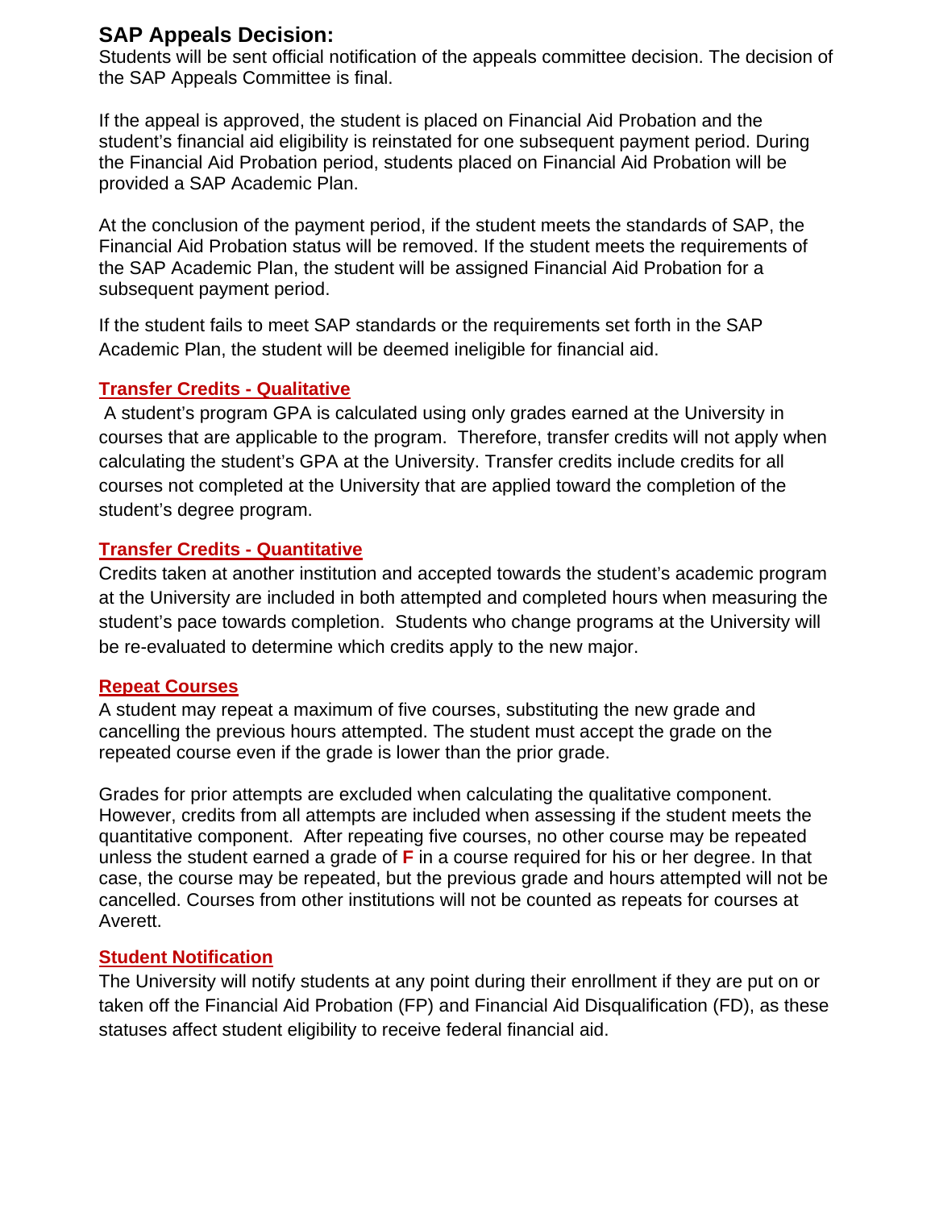## SAP Appeals Decision:

Students will be sent official notification of the appeals committee decision. The decision of the SAP Appeals Committee is final.

If the appeal is approved, the student is placed on Financial Aid Probation and the student's financial aid eligibility is reinstated for one subsequent payment period. During the Financial Aid Probation period, students placed on Financial Aid Probation will be provided a SAP Academic Plan.

At the conclusion of the payment period, if the student meets the standards of SAP, the Financial Aid Probation status will be removed. If the student meets the requirements of the SAP Academic Plan, the student will be assigned Financial Aid Probation for a subsequent payment period.

If the student fails to meet SAP standards or the requirements set forth in the SAP Academic Plan, the student will be deemed ineligible for financial aid.

### Transfer Credits - Qualitative

A student's program GPA is calculated using only grades earned at the University in courses that are applicable to the program. Therefore, transfer credits will not apply when calculating the student's GPA at the University. Transfer credits include credits for all courses not completed at the University that are applied toward the completion of the student's degree program.

### Transfer Credits - Quantitative

Credits taken at another institution and accepted towards the student's academic program at the University are included in both attempted and completed hours when measuring the student's pace towards completion. Students who change programs at the University will be re-evaluated to determine which credits apply to the new major.

### Repeat Courses

A student may repeat a maximum of five courses, substituting the new grade and cancelling the previous hours attempted. The student must accept the grade on the repeated course even if the grade is lower than the prior grade.

Grades for prior attempts are excluded when calculating the qualitative component. However, credits from all attempts are included when assessing if the student meets the quantitative component. After repeating five courses, no other course may be repeated unless the student earned a grade of **F** in a course required for his or her degree. In that case, the course may be repeated, but the previous grade and hours attempted will not be cancelled. Courses from other institutions will not be counted as repeats for courses at Averett.

### Student Notification

The University will notify students at any point during their enrollment if they are put on or taken off the Financial Aid Probation (FP) and Financial Aid Disqualification (FD), as these statuses affect student eligibility to receive federal financial aid.